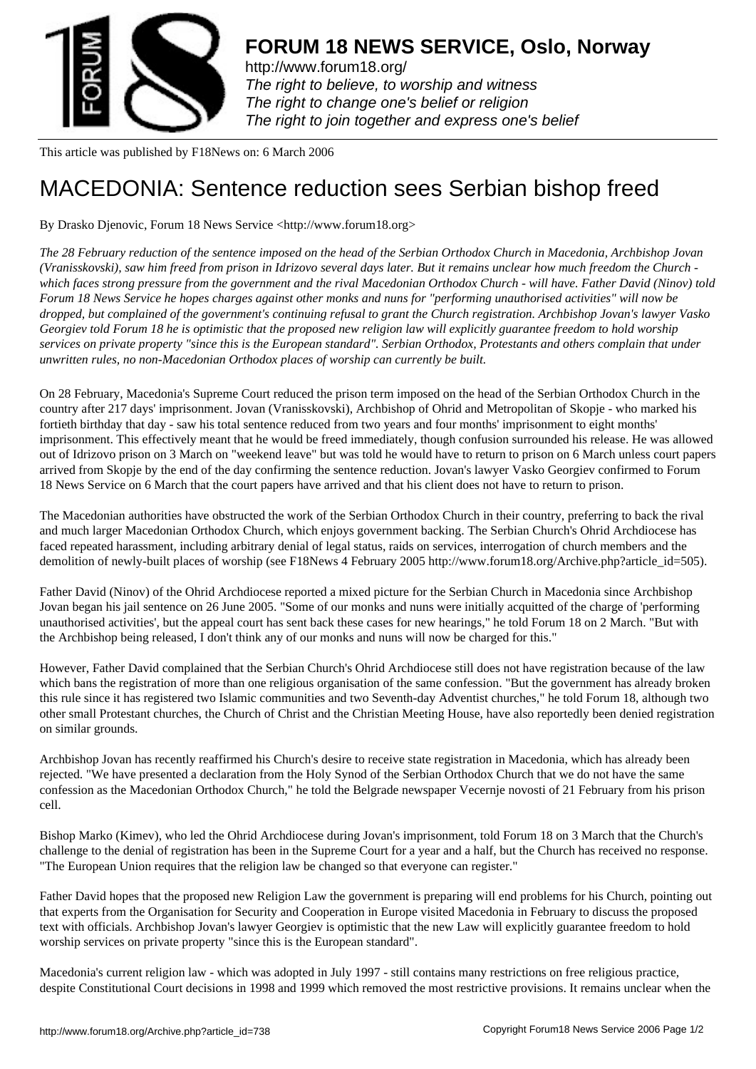**FORUM 18 NEWS SERVICE, Oslo, Norway**

http://www.forum18.org/
*The right to believe, to worship and witness*
*The right to change one's belief or religion*
*The right to join together and express one's belief*

This article was published by F18News on: 6 March 2006

# MACEDONIA: Sentence reduction sees Serbian bishop freed

By Drasko Djenovic, Forum 18 News Service <http://www.forum18.org>

*The 28 February reduction of the sentence imposed on the head of the Serbian Orthodox Church in Macedonia, Archbishop Jovan (Vranisskovski), saw him freed from prison in Idrizovo several days later. But it remains unclear how much freedom the Church - which faces strong pressure from the government and the rival Macedonian Orthodox Church - will have. Father David (Ninov) told Forum 18 News Service he hopes charges against other monks and nuns for "performing unauthorised activities" will now be dropped, but complained of the government's continuing refusal to grant the Church registration. Archbishop Jovan's lawyer Vasko Georgiev told Forum 18 he is optimistic that the proposed new religion law will explicitly guarantee freedom to hold worship services on private property "since this is the European standard". Serbian Orthodox, Protestants and others complain that under unwritten rules, no non-Macedonian Orthodox places of worship can currently be built.*

On 28 February, Macedonia's Supreme Court reduced the prison term imposed on the head of the Serbian Orthodox Church in the country after 217 days' imprisonment. Jovan (Vranisskovski), Archbishop of Ohrid and Metropolitan of Skopje - who marked his fortieth birthday that day - saw his total sentence reduced from two years and four months' imprisonment to eight months' imprisonment. This effectively meant that he would be freed immediately, though confusion surrounded his release. He was allowed out of Idrizovo prison on 3 March on "weekend leave" but was told he would have to return to prison on 6 March unless court papers arrived from Skopje by the end of the day confirming the sentence reduction. Jovan's lawyer Vasko Georgiev confirmed to Forum 18 News Service on 6 March that the court papers have arrived and that his client does not have to return to prison.

The Macedonian authorities have obstructed the work of the Serbian Orthodox Church in their country, preferring to back the rival and much larger Macedonian Orthodox Church, which enjoys government backing. The Serbian Church's Ohrid Archdiocese has faced repeated harassment, including arbitrary denial of legal status, raids on services, interrogation of church members and the demolition of newly-built places of worship (see F18News 4 February 2005 http://www.forum18.org/Archive.php?article_id=505).

Father David (Ninov) of the Ohrid Archdiocese reported a mixed picture for the Serbian Church in Macedonia since Archbishop Jovan began his jail sentence on 26 June 2005. "Some of our monks and nuns were initially acquitted of the charge of 'performing unauthorised activities', but the appeal court has sent back these cases for new hearings," he told Forum 18 on 2 March. "But with the Archbishop being released, I don't think any of our monks and nuns will now be charged for this."

However, Father David complained that the Serbian Church's Ohrid Archdiocese still does not have registration because of the law which bans the registration of more than one religious organisation of the same confession. "But the government has already broken this rule since it has registered two Islamic communities and two Seventh-day Adventist churches," he told Forum 18, although two other small Protestant churches, the Church of Christ and the Christian Meeting House, have also reportedly been denied registration on similar grounds.

Archbishop Jovan has recently reaffirmed his Church's desire to receive state registration in Macedonia, which has already been rejected. "We have presented a declaration from the Holy Synod of the Serbian Orthodox Church that we do not have the same confession as the Macedonian Orthodox Church," he told the Belgrade newspaper Vecernje novosti of 21 February from his prison cell.

Bishop Marko (Kimev), who led the Ohrid Archdiocese during Jovan's imprisonment, told Forum 18 on 3 March that the Church's challenge to the denial of registration has been in the Supreme Court for a year and a half, but the Church has received no response. "The European Union requires that the religion law be changed so that everyone can register."

Father David hopes that the proposed new Religion Law the government is preparing will end problems for his Church, pointing out that experts from the Organisation for Security and Cooperation in Europe visited Macedonia in February to discuss the proposed text with officials. Archbishop Jovan's lawyer Georgiev is optimistic that the new Law will explicitly guarantee freedom to hold worship services on private property "since this is the European standard".

Macedonia's current religion law - which was adopted in July 1997 - still contains many restrictions on free religious practice, despite Constitutional Court decisions in 1998 and 1999 which removed the most restrictive provisions. It remains unclear when the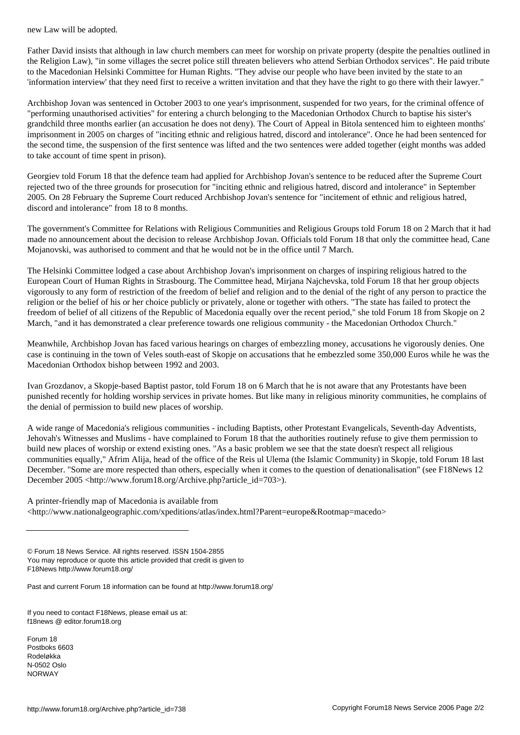new Law will be adopted.

Father David insists that although in law church members can meet for worship on private property (despite the penalties outlined in the Religion Law), "in some villages the secret police still threaten believers who attend Serbian Orthodox services". He paid tribute to the Macedonian Helsinki Committee for Human Rights. "They advise our people who have been invited by the state to an 'information interview' that they need first to receive a written invitation and that they have the right to go there with their lawyer."

Archbishop Jovan was sentenced in October 2003 to one year's imprisonment, suspended for two years, for the criminal offence of "performing unauthorised activities" for entering a church belonging to the Macedonian Orthodox Church to baptise his sister's grandchild three months earlier (an accusation he does not deny). The Court of Appeal in Bitola sentenced him to eighteen months' imprisonment in 2005 on charges of "inciting ethnic and religious hatred, discord and intolerance". Once he had been sentenced for the second time, the suspension of the first sentence was lifted and the two sentences were added together (eight months was added to take account of time spent in prison).

Georgiev told Forum 18 that the defence team had applied for Archbishop Jovan's sentence to be reduced after the Supreme Court rejected two of the three grounds for prosecution for "inciting ethnic and religious hatred, discord and intolerance" in September 2005. On 28 February the Supreme Court reduced Archbishop Jovan's sentence for "incitement of ethnic and religious hatred, discord and intolerance" from 18 to 8 months.

The government's Committee for Relations with Religious Communities and Religious Groups told Forum 18 on 2 March that it had made no announcement about the decision to release Archbishop Jovan. Officials told Forum 18 that only the committee head, Cane Mojanovski, was authorised to comment and that he would not be in the office until 7 March.

The Helsinki Committee lodged a case about Archbishop Jovan's imprisonment on charges of inspiring religious hatred to the European Court of Human Rights in Strasbourg. The Committee head, Mirjana Najchevska, told Forum 18 that her group objects vigorously to any form of restriction of the freedom of belief and religion and to the denial of the right of any person to practice the religion or the belief of his or her choice publicly or privately, alone or together with others. "The state has failed to protect the freedom of belief of all citizens of the Republic of Macedonia equally over the recent period," she told Forum 18 from Skopje on 2 March, "and it has demonstrated a clear preference towards one religious community - the Macedonian Orthodox Church."

Meanwhile, Archbishop Jovan has faced various hearings on charges of embezzling money, accusations he vigorously denies. One case is continuing in the town of Veles south-east of Skopje on accusations that he embezzled some 350,000 Euros while he was the Macedonian Orthodox bishop between 1992 and 2003.

Ivan Grozdanov, a Skopje-based Baptist pastor, told Forum 18 on 6 March that he is not aware that any Protestants have been punished recently for holding worship services in private homes. But like many in religious minority communities, he complains of the denial of permission to build new places of worship.

A wide range of Macedonia's religious communities - including Baptists, other Protestant Evangelicals, Seventh-day Adventists, Jehovah's Witnesses and Muslims - have complained to Forum 18 that the authorities routinely refuse to give them permission to build new places of worship or extend existing ones. "As a basic problem we see that the state doesn't respect all religious communities equally," Afrim Alija, head of the office of the Reis ul Ulema (the Islamic Community) in Skopje, told Forum 18 last December. "Some are more respected than others, especially when it comes to the question of denationalisation" (see F18News 12 December 2005 <http://www.forum18.org/Archive.php?article_id=703>).

A printer-friendly map of Macedonia is available from
<http://www.nationalgeographic.com/xpeditions/atlas/index.html?Parent=europe&Rootmap=macedo>

---

© Forum 18 News Service. All rights reserved. ISSN 1504-2855
You may reproduce or quote this article provided that credit is given to
F18News http://www.forum18.org/

Past and current Forum 18 information can be found at http://www.forum18.org/

If you need to contact F18News, please email us at:
f18news @ editor.forum18.org

Forum 18
Postboks 6603
Rodeløkka
N-0502 Oslo
NORWAY